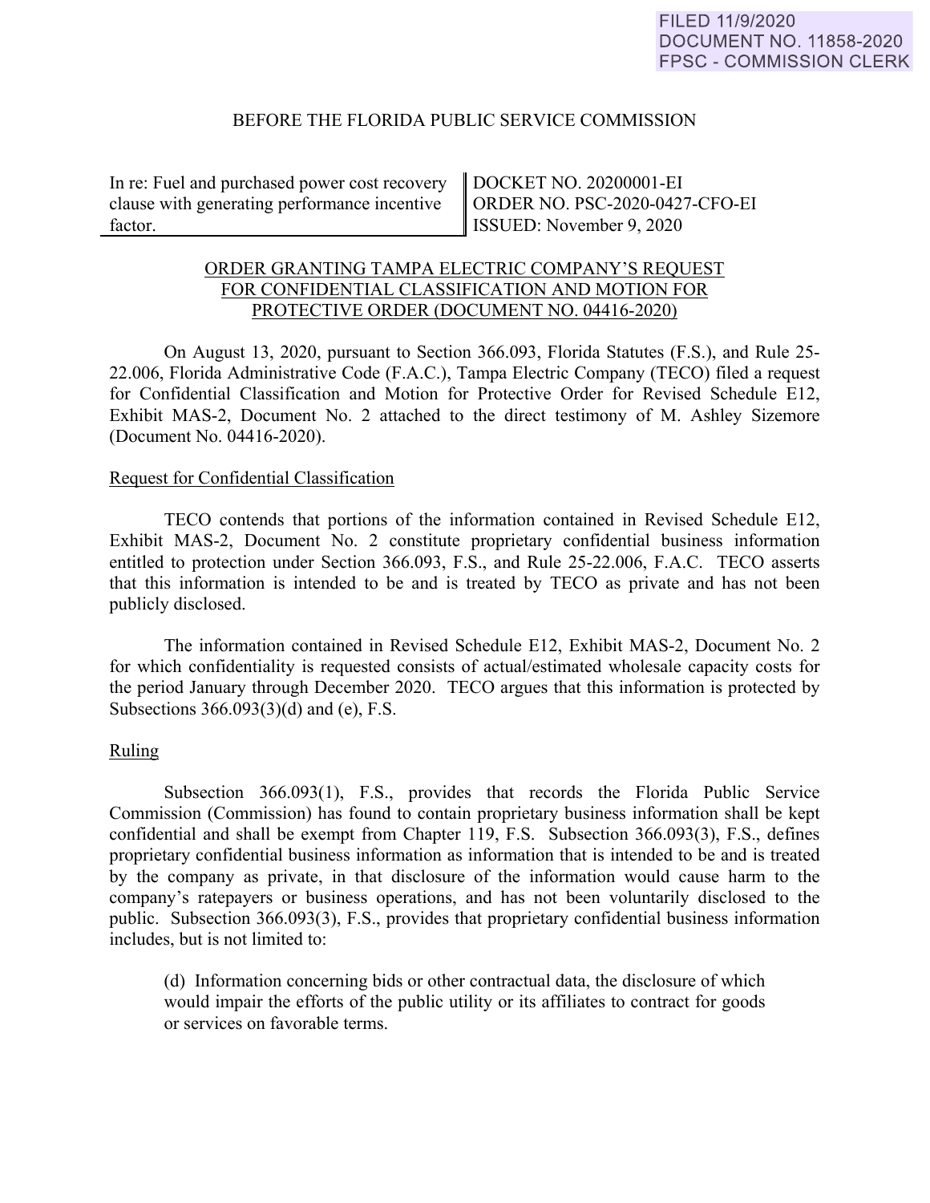FILED 11/9/2020
DOCUMENT NO. 11858-2020
FPSC - COMMISSION CLERK

BEFORE THE FLORIDA PUBLIC SERVICE COMMISSION

| In re: Fuel and purchased power cost recovery clause with generating performance incentive factor. | DOCKET NO. 20200001-EI<br>ORDER NO. PSC-2020-0427-CFO-EI<br>ISSUED: November 9, 2020 |
|---|---|

ORDER GRANTING TAMPA ELECTRIC COMPANY'S REQUEST FOR CONFIDENTIAL CLASSIFICATION AND MOTION FOR PROTECTIVE ORDER (DOCUMENT NO. 04416-2020)

On August 13, 2020, pursuant to Section 366.093, Florida Statutes (F.S.), and Rule 25-22.006, Florida Administrative Code (F.A.C.), Tampa Electric Company (TECO) filed a request for Confidential Classification and Motion for Protective Order for Revised Schedule E12, Exhibit MAS-2, Document No. 2 attached to the direct testimony of M. Ashley Sizemore (Document No. 04416-2020).

Request for Confidential Classification

TECO contends that portions of the information contained in Revised Schedule E12, Exhibit MAS-2, Document No. 2 constitute proprietary confidential business information entitled to protection under Section 366.093, F.S., and Rule 25-22.006, F.A.C. TECO asserts that this information is intended to be and is treated by TECO as private and has not been publicly disclosed.

The information contained in Revised Schedule E12, Exhibit MAS-2, Document No. 2 for which confidentiality is requested consists of actual/estimated wholesale capacity costs for the period January through December 2020. TECO argues that this information is protected by Subsections 366.093(3)(d) and (e), F.S.

Ruling

Subsection 366.093(1), F.S., provides that records the Florida Public Service Commission (Commission) has found to contain proprietary business information shall be kept confidential and shall be exempt from Chapter 119, F.S. Subsection 366.093(3), F.S., defines proprietary confidential business information as information that is intended to be and is treated by the company as private, in that disclosure of the information would cause harm to the company's ratepayers or business operations, and has not been voluntarily disclosed to the public. Subsection 366.093(3), F.S., provides that proprietary confidential business information includes, but is not limited to:

> (d) Information concerning bids or other contractual data, the disclosure of which would impair the efforts of the public utility or its affiliates to contract for goods or services on favorable terms.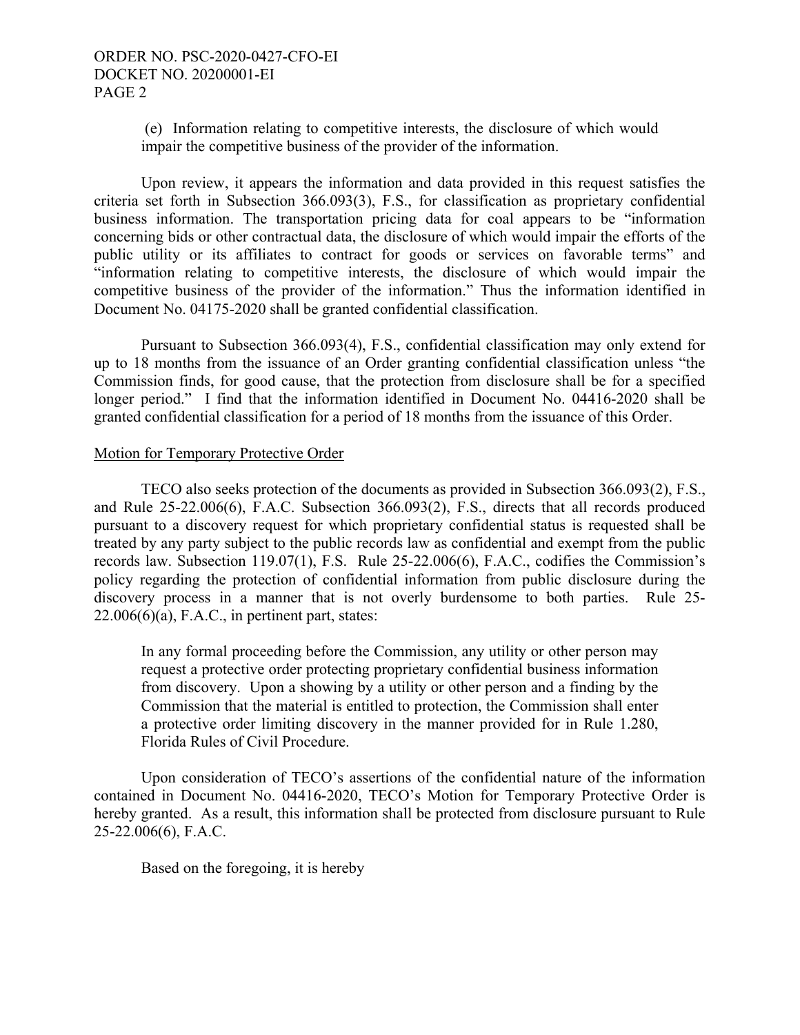(e) Information relating to competitive interests, the disclosure of which would impair the competitive business of the provider of the information.

Upon review, it appears the information and data provided in this request satisfies the criteria set forth in Subsection 366.093(3), F.S., for classification as proprietary confidential business information. The transportation pricing data for coal appears to be "information concerning bids or other contractual data, the disclosure of which would impair the efforts of the public utility or its affiliates to contract for goods or services on favorable terms" and "information relating to competitive interests, the disclosure of which would impair the competitive business of the provider of the information." Thus the information identified in Document No. 04175-2020 shall be granted confidential classification.

Pursuant to Subsection 366.093(4), F.S., confidential classification may only extend for up to 18 months from the issuance of an Order granting confidential classification unless "the Commission finds, for good cause, that the protection from disclosure shall be for a specified longer period." I find that the information identified in Document No. 04416-2020 shall be granted confidential classification for a period of 18 months from the issuance of this Order.

Motion for Temporary Protective Order

TECO also seeks protection of the documents as provided in Subsection 366.093(2), F.S., and Rule 25-22.006(6), F.A.C. Subsection 366.093(2), F.S., directs that all records produced pursuant to a discovery request for which proprietary confidential status is requested shall be treated by any party subject to the public records law as confidential and exempt from the public records law. Subsection 119.07(1), F.S. Rule 25-22.006(6), F.A.C., codifies the Commission's policy regarding the protection of confidential information from public disclosure during the discovery process in a manner that is not overly burdensome to both parties. Rule 25-22.006(6)(a), F.A.C., in pertinent part, states:

> In any formal proceeding before the Commission, any utility or other person may request a protective order protecting proprietary confidential business information from discovery. Upon a showing by a utility or other person and a finding by the Commission that the material is entitled to protection, the Commission shall enter a protective order limiting discovery in the manner provided for in Rule 1.280, Florida Rules of Civil Procedure.

Upon consideration of TECO's assertions of the confidential nature of the information contained in Document No. 04416-2020, TECO's Motion for Temporary Protective Order is hereby granted. As a result, this information shall be protected from disclosure pursuant to Rule 25-22.006(6), F.A.C.

Based on the foregoing, it is hereby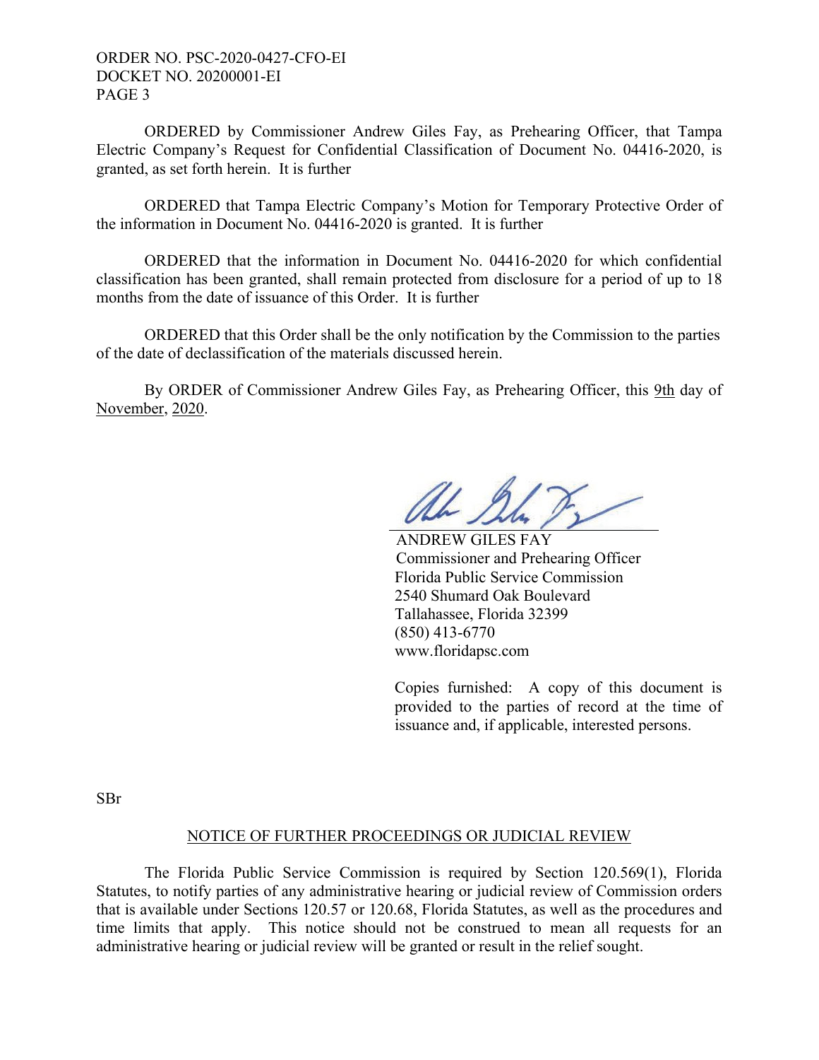ORDERED by Commissioner Andrew Giles Fay, as Prehearing Officer, that Tampa Electric Company's Request for Confidential Classification of Document No. 04416-2020, is granted, as set forth herein. It is further

ORDERED that Tampa Electric Company's Motion for Temporary Protective Order of the information in Document No. 04416-2020 is granted. It is further

ORDERED that the information in Document No. 04416-2020 for which confidential classification has been granted, shall remain protected from disclosure for a period of up to 18 months from the date of issuance of this Order. It is further

ORDERED that this Order shall be the only notification by the Commission to the parties of the date of declassification of the materials discussed herein.

By ORDER of Commissioner Andrew Giles Fay, as Prehearing Officer, this 9th day of November, 2020.

ANDREW GILES FAY
Commissioner and Prehearing Officer
Florida Public Service Commission
2540 Shumard Oak Boulevard
Tallahassee, Florida 32399
(850) 413-6770
www.floridapsc.com

Copies furnished: A copy of this document is provided to the parties of record at the time of issuance and, if applicable, interested persons.

SBr

## NOTICE OF FURTHER PROCEEDINGS OR JUDICIAL REVIEW

The Florida Public Service Commission is required by Section 120.569(1), Florida Statutes, to notify parties of any administrative hearing or judicial review of Commission orders that is available under Sections 120.57 or 120.68, Florida Statutes, as well as the procedures and time limits that apply. This notice should not be construed to mean all requests for an administrative hearing or judicial review will be granted or result in the relief sought.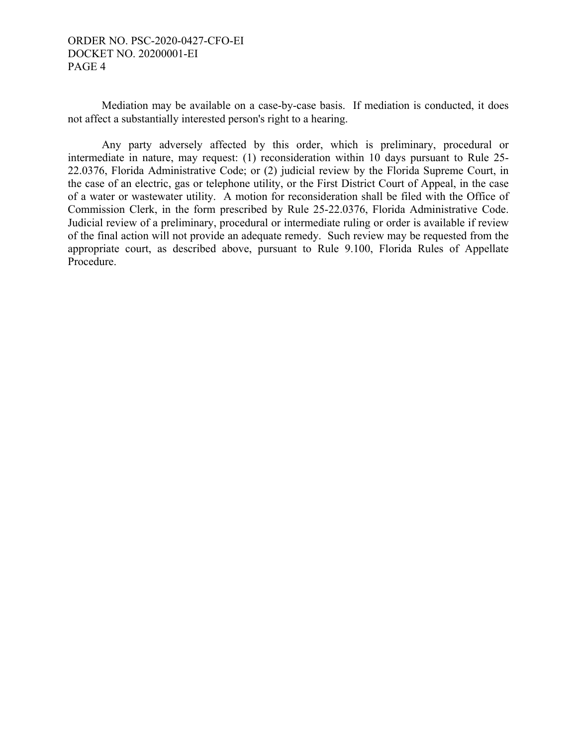Mediation may be available on a case-by-case basis. If mediation is conducted, it does not affect a substantially interested person's right to a hearing.

Any party adversely affected by this order, which is preliminary, procedural or intermediate in nature, may request: (1) reconsideration within 10 days pursuant to Rule 25-22.0376, Florida Administrative Code; or (2) judicial review by the Florida Supreme Court, in the case of an electric, gas or telephone utility, or the First District Court of Appeal, in the case of a water or wastewater utility. A motion for reconsideration shall be filed with the Office of Commission Clerk, in the form prescribed by Rule 25-22.0376, Florida Administrative Code. Judicial review of a preliminary, procedural or intermediate ruling or order is available if review of the final action will not provide an adequate remedy. Such review may be requested from the appropriate court, as described above, pursuant to Rule 9.100, Florida Rules of Appellate Procedure.